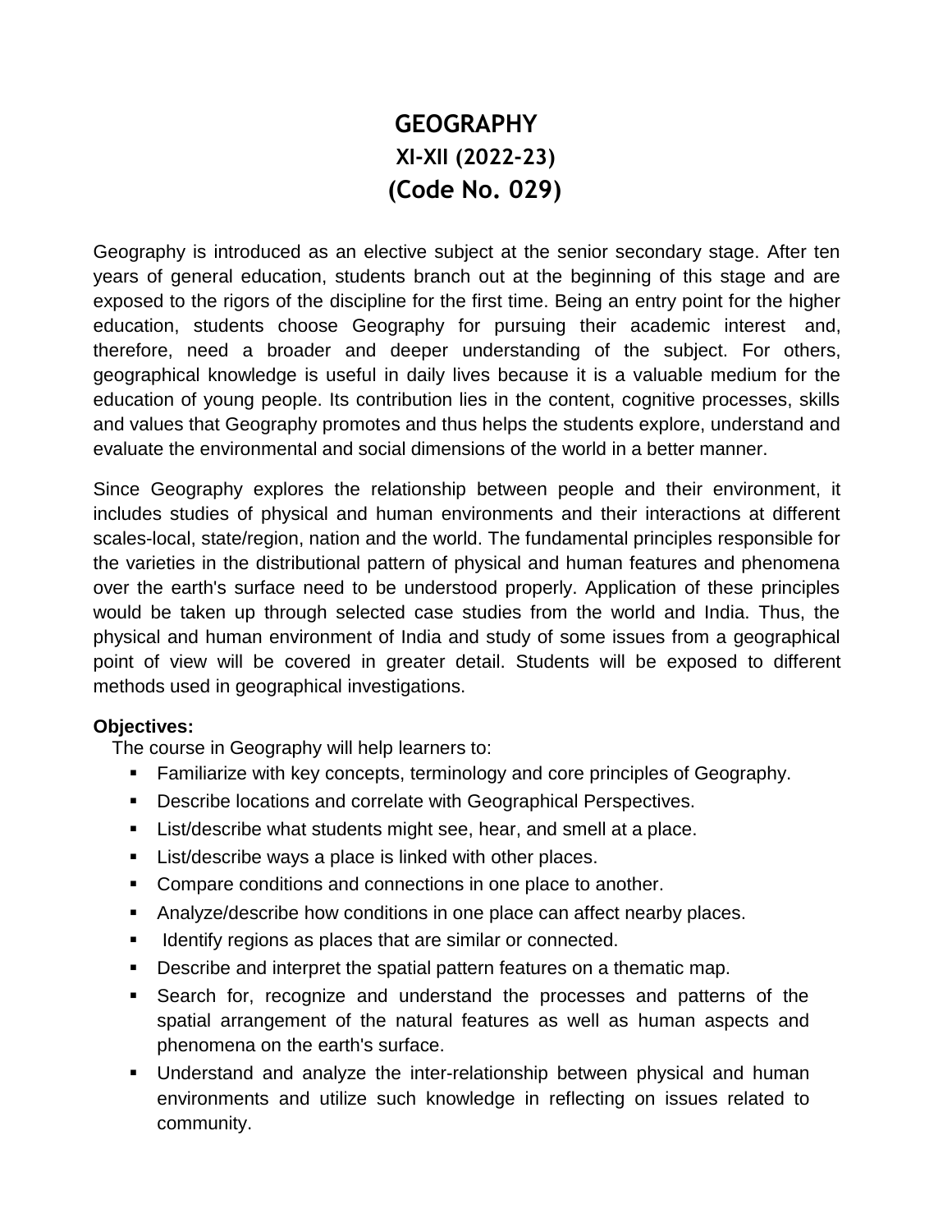# GEOGRAPHY

## XI-XII (2022-23)

## (Code No. 029)

Geography is introduced as an elective subject at the senior secondary stage. After ten years of general education, students branch out at the beginning of this stage and are exposed to the rigors of the discipline for the first time. Being an entry point for the higher education, students choose Geography for pursuing their academic interest and, therefore, need a broader and deeper understanding of the subject. For others, geographical knowledge is useful in daily lives because it is a valuable medium for the education of young people. Its contribution lies in the content, cognitive processes, skills and values that Geography promotes and thus helps the students explore, understand and evaluate the environmental and social dimensions of the world in a better manner.

Since Geography explores the relationship between people and their environment, it includes studies of physical and human environments and their interactions at different scales-local, state/region, nation and the world. The fundamental principles responsible for the varieties in the distributional pattern of physical and human features and phenomena over the earth's surface need to be understood properly. Application of these principles would be taken up through selected case studies from the world and India. Thus, the physical and human environment of India and study of some issues from a geographical point of view will be covered in greater detail. Students will be exposed to different methods used in geographical investigations.

**Objectives:**

The course in Geography will help learners to:

- Familiarize with key concepts, terminology and core principles of Geography.
- Describe locations and correlate with Geographical Perspectives.
- List/describe what students might see, hear, and smell at a place.
- List/describe ways a place is linked with other places.
- Compare conditions and connections in one place to another.
- Analyze/describe how conditions in one place can affect nearby places.
- Identify regions as places that are similar or connected.
- Describe and interpret the spatial pattern features on a thematic map.
- Search for, recognize and understand the processes and patterns of the spatial arrangement of the natural features as well as human aspects and phenomena on the earth's surface.
- Understand and analyze the inter-relationship between physical and human environments and utilize such knowledge in reflecting on issues related to community.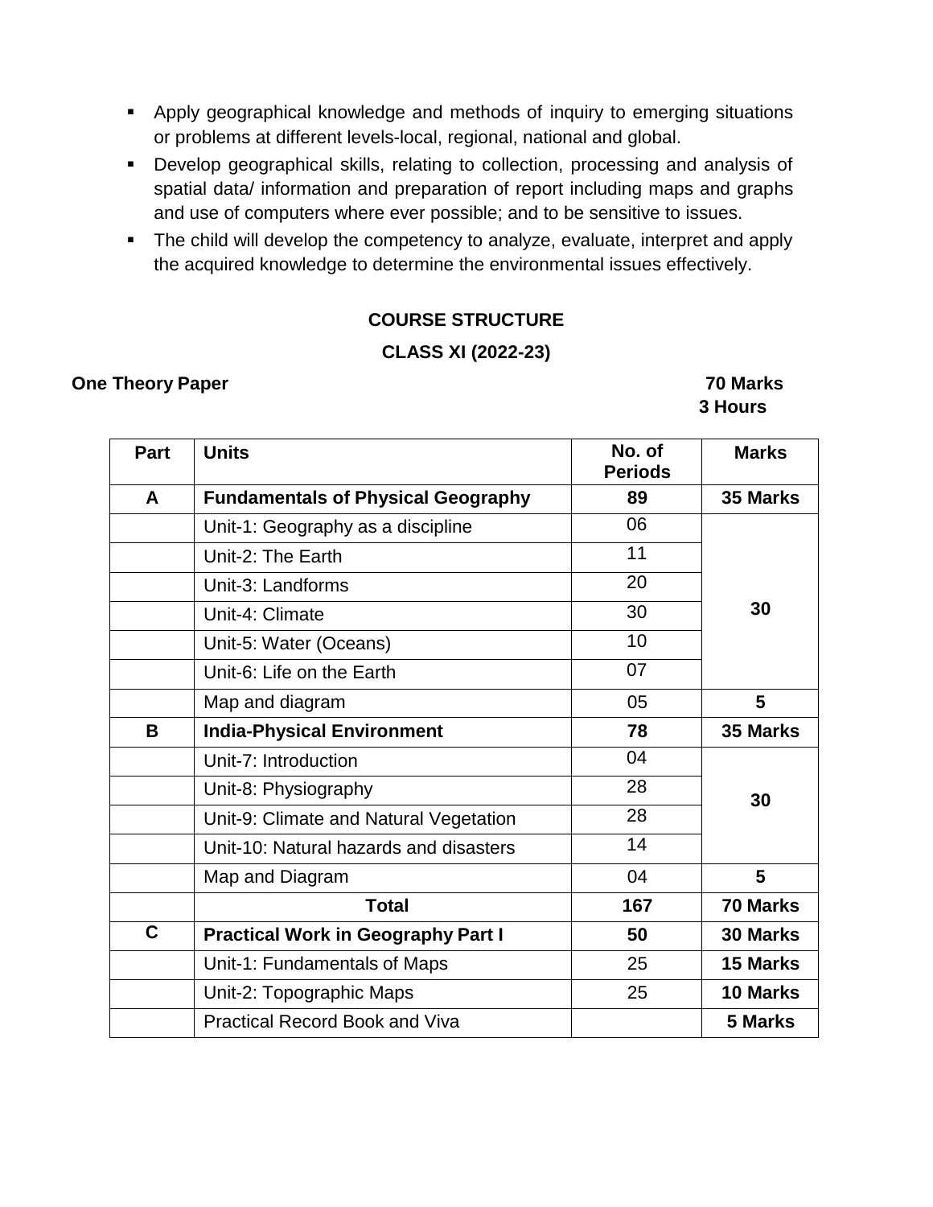- Apply geographical knowledge and methods of inquiry to emerging situations or problems at different levels-local, regional, national and global.
- Develop geographical skills, relating to collection, processing and analysis of spatial data/ information and preparation of report including maps and graphs and use of computers where ever possible; and to be sensitive to issues.
- The child will develop the competency to analyze, evaluate, interpret and apply the acquired knowledge to determine the environmental issues effectively.

## COURSE STRUCTURE

### CLASS XI (2022-23)

**One Theory Paper** **70 Marks**
**3 Hours**

| Part | Units | No. of Periods | Marks |
|---|---|---|---|
| **A** | **Fundamentals of Physical Geography** | **89** | **35 Marks** |
| | Unit-1: Geography as a discipline | 06 | **30** |
| | Unit-2: The Earth | 11 | |
| | Unit-3: Landforms | 20 | |
| | Unit-4: Climate | 30 | |
| | Unit-5: Water (Oceans) | 10 | |
| | Unit-6: Life on the Earth | 07 | |
| | Map and diagram | 05 | **5** |
| **B** | **India-Physical Environment** | **78** | **35 Marks** |
| | Unit-7: Introduction | 04 | **30** |
| | Unit-8: Physiography | 28 | |
| | Unit-9: Climate and Natural Vegetation | 28 | |
| | Unit-10: Natural hazards and disasters | 14 | |
| | Map and Diagram | 04 | **5** |
| | **Total** | **167** | **70 Marks** |
| **C** | **Practical Work in Geography Part I** | **50** | **30 Marks** |
| | Unit-1: Fundamentals of Maps | 25 | **15 Marks** |
| | Unit-2: Topographic Maps | 25 | **10 Marks** |
| | Practical Record Book and Viva | | **5 Marks** |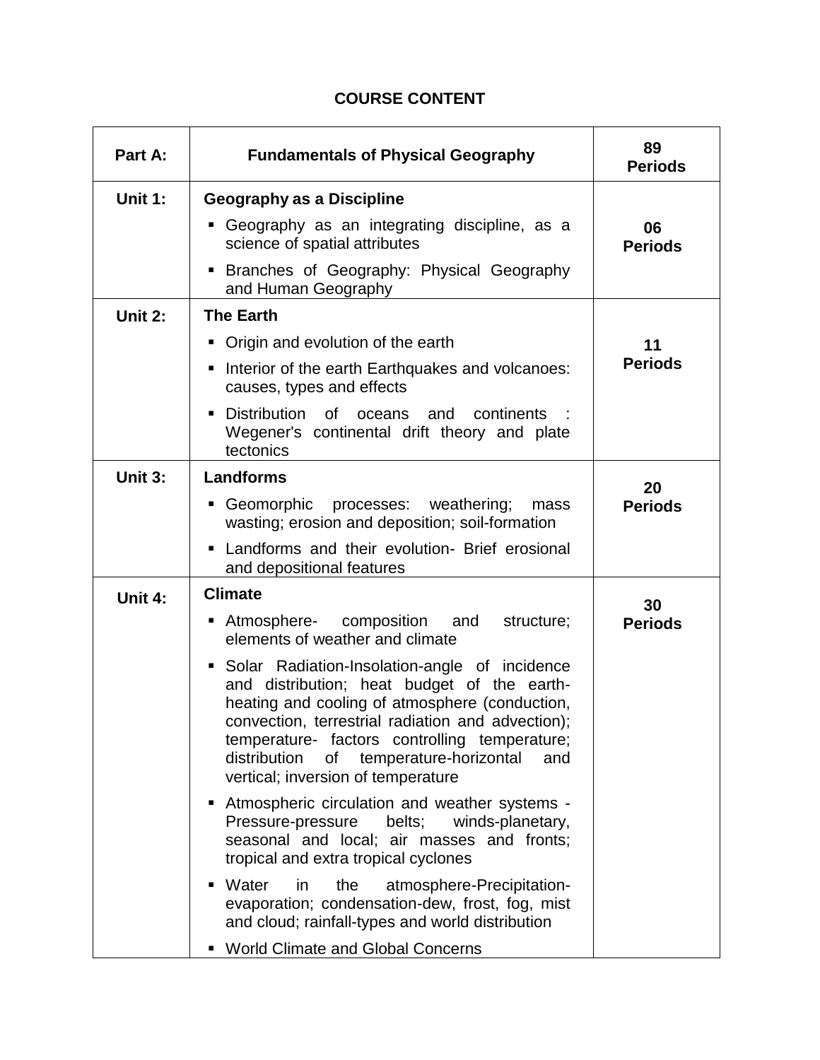## COURSE CONTENT

| Part A: | Fundamentals of Physical Geography | 89 Periods |
|---|---|---|
| Unit 1: | **Geography as a Discipline**<br>▪ Geography as an integrating discipline, as a science of spatial attributes<br>▪ Branches of Geography: Physical Geography and Human Geography | 06 Periods |
| Unit 2: | **The Earth**<br>▪ Origin and evolution of the earth<br>▪ Interior of the earth Earthquakes and volcanoes: causes, types and effects<br>▪ Distribution of oceans and continents : Wegener's continental drift theory and plate tectonics | 11 Periods |
| Unit 3: | **Landforms**<br>▪ Geomorphic processes: weathering; mass wasting; erosion and deposition; soil-formation<br>▪ Landforms and their evolution- Brief erosional and depositional features | 20 Periods |
| Unit 4: | **Climate**<br>▪ Atmosphere- composition and structure; elements of weather and climate<br>▪ Solar Radiation-Insolation-angle of incidence and distribution; heat budget of the earth-heating and cooling of atmosphere (conduction, convection, terrestrial radiation and advection); temperature- factors controlling temperature; distribution of temperature-horizontal and vertical; inversion of temperature<br>▪ Atmospheric circulation and weather systems - Pressure-pressure belts; winds-planetary, seasonal and local; air masses and fronts; tropical and extra tropical cyclones<br>▪ Water in the atmosphere-Precipitation-evaporation; condensation-dew, frost, fog, mist and cloud; rainfall-types and world distribution<br>▪ World Climate and Global Concerns | 30 Periods |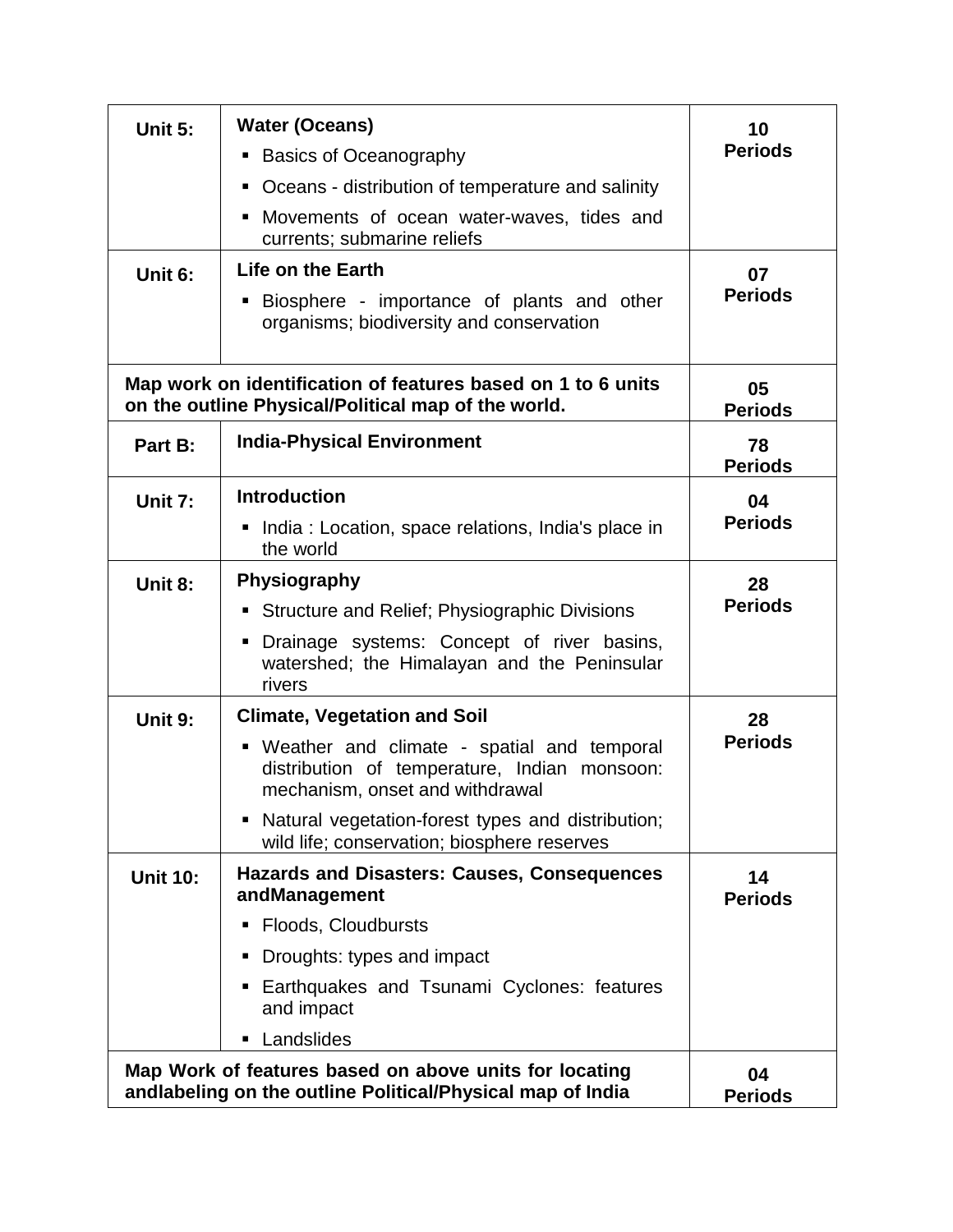| Unit | Content | Periods |
|---|---|---|
| **Unit 5:** | **Water (Oceans)**<br>▪ Basics of Oceanography<br>▪ Oceans - distribution of temperature and salinity<br>▪ Movements of ocean water-waves, tides and currents; submarine reliefs | **10 Periods** |
| **Unit 6:** | **Life on the Earth**<br>▪ Biosphere - importance of plants and other organisms; biodiversity and conservation | **07 Periods** |
| **Map work on identification of features based on 1 to 6 units on the outline Physical/Political map of the world.** | | **05 Periods** |
| **Part B:** | **India-Physical Environment** | **78 Periods** |
| **Unit 7:** | **Introduction**<br>▪ India : Location, space relations, India's place in the world | **04 Periods** |
| **Unit 8:** | **Physiography**<br>▪ Structure and Relief; Physiographic Divisions<br>▪ Drainage systems: Concept of river basins, watershed; the Himalayan and the Peninsular rivers | **28 Periods** |
| **Unit 9:** | **Climate, Vegetation and Soil**<br>▪ Weather and climate - spatial and temporal distribution of temperature, Indian monsoon: mechanism, onset and withdrawal<br>▪ Natural vegetation-forest types and distribution; wild life; conservation; biosphere reserves | **28 Periods** |
| **Unit 10:** | **Hazards and Disasters: Causes, Consequences andManagement**<br>▪ Floods, Cloudbursts<br>▪ Droughts: types and impact<br>▪ Earthquakes and Tsunami Cyclones: features and impact<br>▪ Landslides | **14 Periods** |
| **Map Work of features based on above units for locating andlabeling on the outline Political/Physical map of India** | | **04 Periods** |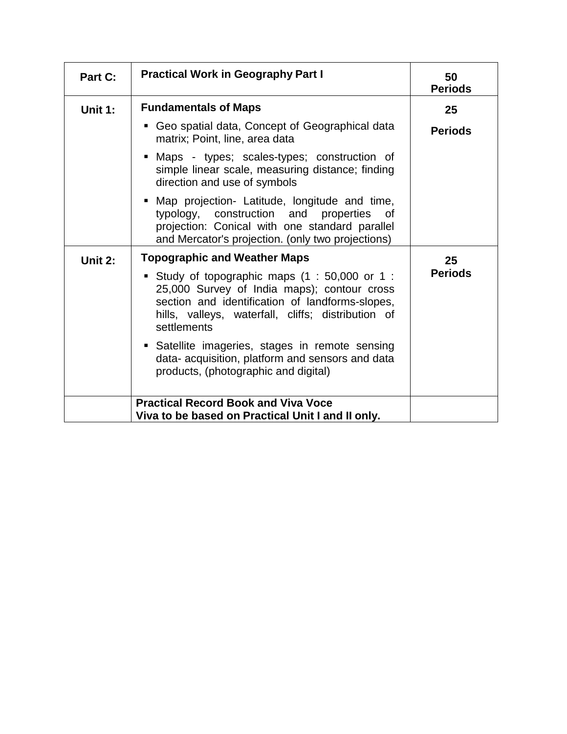| Part C: | **Practical Work in Geography Part I** | **50 Periods** |
|---|---|---|
| **Unit 1:** | **Fundamentals of Maps**<br>▪ Geo spatial data, Concept of Geographical data matrix; Point, line, area data<br>▪ Maps - types; scales-types; construction of simple linear scale, measuring distance; finding direction and use of symbols<br>▪ Map projection- Latitude, longitude and time, typology, construction and properties of projection: Conical with one standard parallel and Mercator's projection. (only two projections) | **25 Periods** |
| **Unit 2:** | **Topographic and Weather Maps**<br>▪ Study of topographic maps (1 : 50,000 or 1 : 25,000 Survey of India maps); contour cross section and identification of landforms-slopes, hills, valleys, waterfall, cliffs; distribution of settlements<br>▪ Satellite imageries, stages in remote sensing data- acquisition, platform and sensors and data products, (photographic and digital) | **25 Periods** |
| | **Practical Record Book and Viva Voce**<br>**Viva to be based on Practical Unit I and II only.** | |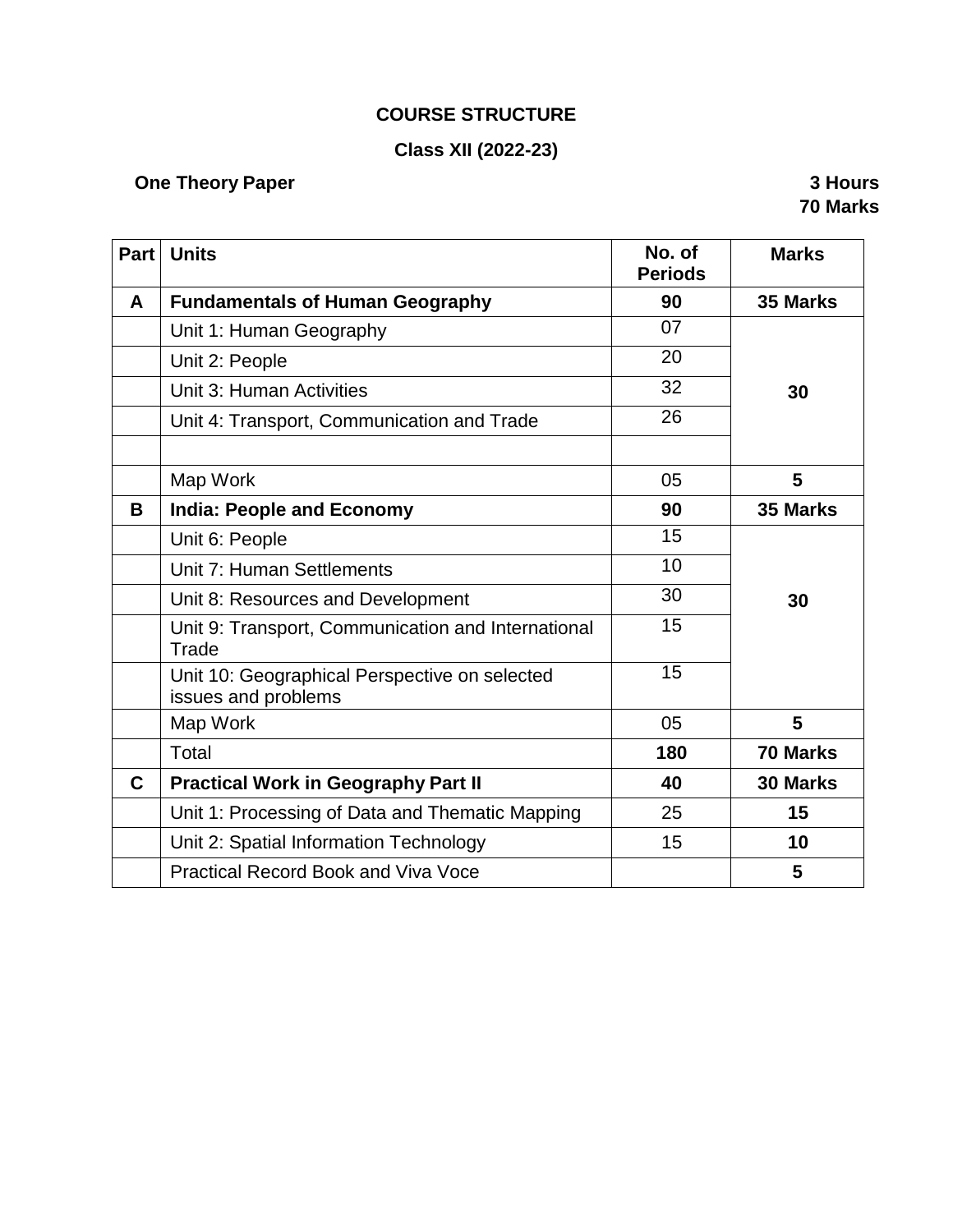## COURSE STRUCTURE

### Class XII (2022-23)

**One Theory Paper** **3 Hours**
**70 Marks**

| Part | Units | No. of Periods | Marks |
|---|---|---|---|
| **A** | **Fundamentals of Human Geography** | **90** | **35 Marks** |
| | Unit 1: Human Geography | 07 | **30** |
| | Unit 2: People | 20 | |
| | Unit 3: Human Activities | 32 | |
| | Unit 4: Transport, Communication and Trade | 26 | |
| | | | |
| | Map Work | 05 | **5** |
| **B** | **India: People and Economy** | **90** | **35 Marks** |
| | Unit 6: People | 15 | **30** |
| | Unit 7: Human Settlements | 10 | |
| | Unit 8: Resources and Development | 30 | |
| | Unit 9: Transport, Communication and International Trade | 15 | |
| | Unit 10: Geographical Perspective on selected issues and problems | 15 | |
| | Map Work | 05 | **5** |
| | Total | **180** | **70 Marks** |
| **C** | **Practical Work in Geography Part II** | **40** | **30 Marks** |
| | Unit 1: Processing of Data and Thematic Mapping | 25 | **15** |
| | Unit 2: Spatial Information Technology | 15 | **10** |
| | Practical Record Book and Viva Voce | | **5** |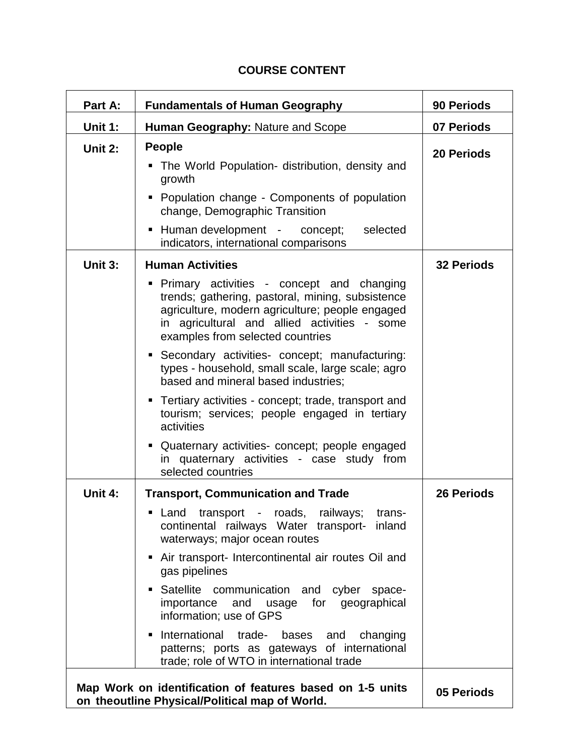## COURSE CONTENT

| Part A: | Fundamentals of Human Geography | 90 Periods |
|---|---|---|
| **Unit 1:** | **Human Geography:** Nature and Scope | **07 Periods** |
| **Unit 2:** | **People**<br>▪ The World Population- distribution, density and growth<br>▪ Population change - Components of population change, Demographic Transition<br>▪ Human development - concept; selected indicators, international comparisons | **20 Periods** |
| **Unit 3:** | **Human Activities**<br>▪ Primary activities - concept and changing trends; gathering, pastoral, mining, subsistence agriculture, modern agriculture; people engaged in agricultural and allied activities - some examples from selected countries<br>▪ Secondary activities- concept; manufacturing: types - household, small scale, large scale; agro based and mineral based industries;<br>▪ Tertiary activities - concept; trade, transport and tourism; services; people engaged in tertiary activities<br>▪ Quaternary activities- concept; people engaged in quaternary activities - case study from selected countries | **32 Periods** |
| **Unit 4:** | **Transport, Communication and Trade**<br>▪ Land transport - roads, railways; trans-continental railways Water transport- inland waterways; major ocean routes<br>▪ Air transport- Intercontinental air routes Oil and gas pipelines<br>▪ Satellite communication and cyber space- importance and usage for geographical information; use of GPS<br>▪ International trade- bases and changing patterns; ports as gateways of international trade; role of WTO in international trade | **26 Periods** |
| **Map Work on identification of features based on 1-5 units on theoutline Physical/Political map of World.** | | **05 Periods** |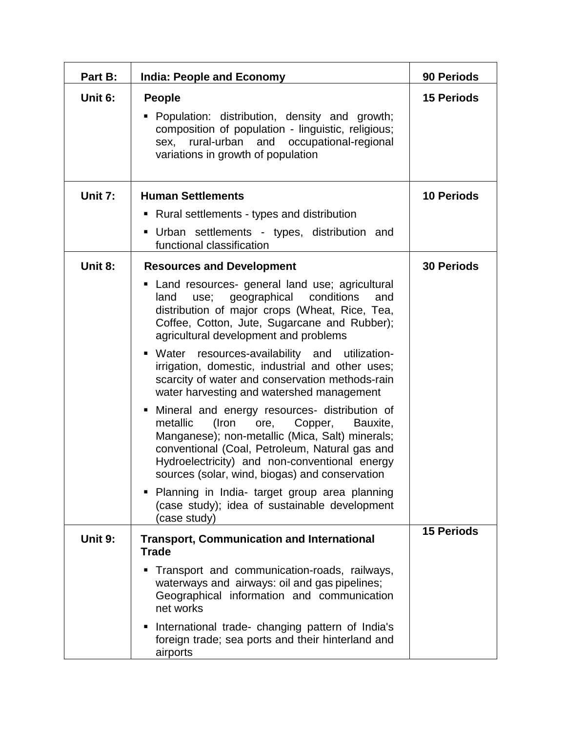| Part B: | India: People and Economy | 90 Periods |
|---|---|---|
| Unit 6: | **People**<br>▪ Population: distribution, density and growth; composition of population - linguistic, religious; sex, rural-urban and occupational-regional variations in growth of population | 15 Periods |
| Unit 7: | **Human Settlements**<br>▪ Rural settlements - types and distribution<br>▪ Urban settlements - types, distribution and functional classification | 10 Periods |
| Unit 8: | **Resources and Development**<br>▪ Land resources- general land use; agricultural land use; geographical conditions and distribution of major crops (Wheat, Rice, Tea, Coffee, Cotton, Jute, Sugarcane and Rubber); agricultural development and problems<br>▪ Water resources-availability and utilization-irrigation, domestic, industrial and other uses; scarcity of water and conservation methods-rain water harvesting and watershed management<br>▪ Mineral and energy resources- distribution of metallic (Iron ore, Copper, Bauxite, Manganese); non-metallic (Mica, Salt) minerals; conventional (Coal, Petroleum, Natural gas and Hydroelectricity) and non-conventional energy sources (solar, wind, biogas) and conservation<br>▪ Planning in India- target group area planning (case study); idea of sustainable development (case study) | 30 Periods |
| Unit 9: | **Transport, Communication and International Trade**<br>▪ Transport and communication-roads, railways, waterways and airways: oil and gas pipelines; Geographical information and communication net works<br>▪ International trade- changing pattern of India's foreign trade; sea ports and their hinterland and airports | 15 Periods |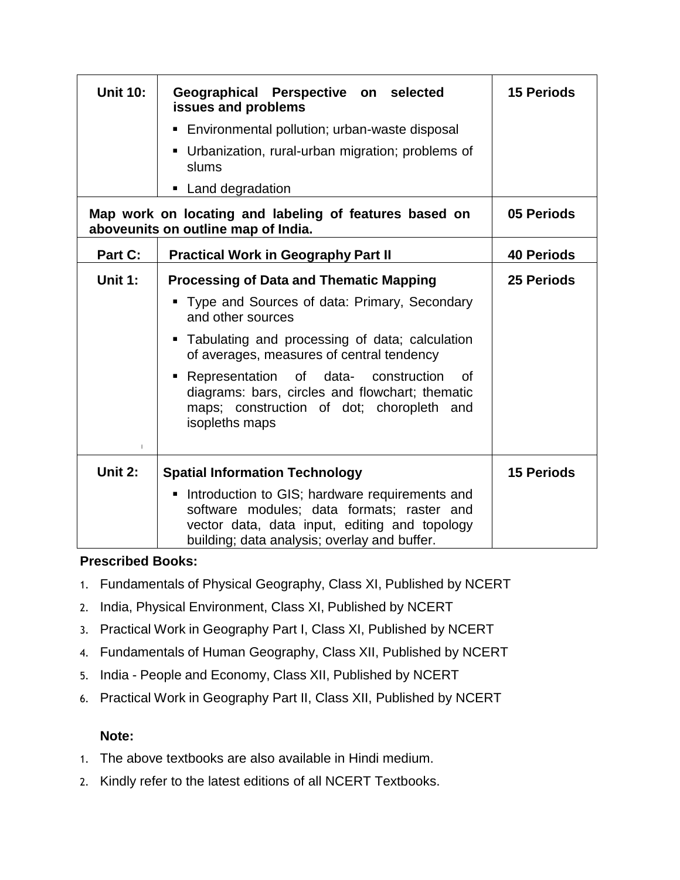| **Unit 10:** | **Geographical Perspective on selected issues and problems**<br>▪ Environmental pollution; urban-waste disposal<br>▪ Urbanization, rural-urban migration; problems of slums<br>▪ Land degradation | **15 Periods** |
|---|---|---|
| **Map work on locating and labeling of features based on aboveunits on outline map of India.** | | **05 Periods** |
| **Part C:** | **Practical Work in Geography Part II** | **40 Periods** |
| **Unit 1:** | **Processing of Data and Thematic Mapping**<br>▪ Type and Sources of data: Primary, Secondary and other sources<br>▪ Tabulating and processing of data; calculation of averages, measures of central tendency<br>▪ Representation of data- construction of diagrams: bars, circles and flowchart; thematic maps; construction of dot; choropleth and isopleths maps | **25 Periods** |
| **Unit 2:** | **Spatial Information Technology**<br>▪ Introduction to GIS; hardware requirements and software modules; data formats; raster and vector data, data input, editing and topology building; data analysis; overlay and buffer. | **15 Periods** |

**Prescribed Books:**

1. Fundamentals of Physical Geography, Class XI, Published by NCERT
2. India, Physical Environment, Class XI, Published by NCERT
3. Practical Work in Geography Part I, Class XI, Published by NCERT
4. Fundamentals of Human Geography, Class XII, Published by NCERT
5. India - People and Economy, Class XII, Published by NCERT
6. Practical Work in Geography Part II, Class XII, Published by NCERT

**Note:**

1. The above textbooks are also available in Hindi medium.
2. Kindly refer to the latest editions of all NCERT Textbooks.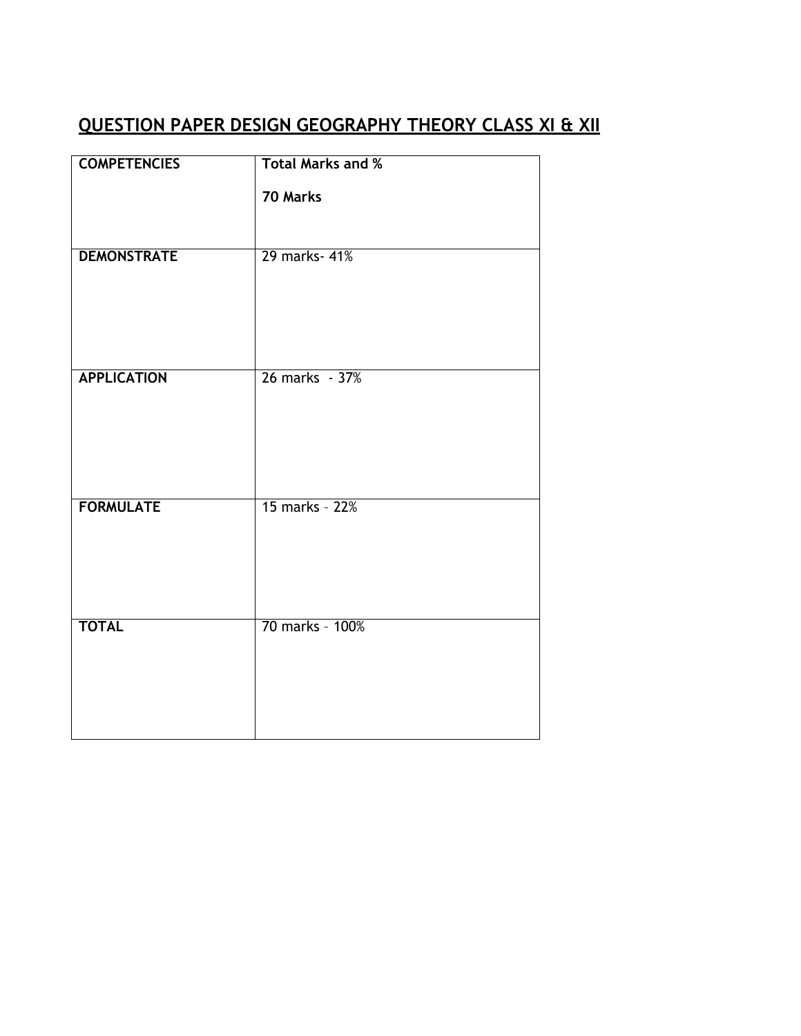## QUESTION PAPER DESIGN GEOGRAPHY THEORY CLASS XI & XII

| **COMPETENCIES** | **Total Marks and %**<br><br>**70 Marks** |
|---|---|
| **DEMONSTRATE** | 29 marks- 41% |
| **APPLICATION** | 26 marks - 37% |
| **FORMULATE** | 15 marks – 22% |
| **TOTAL** | 70 marks – 100% |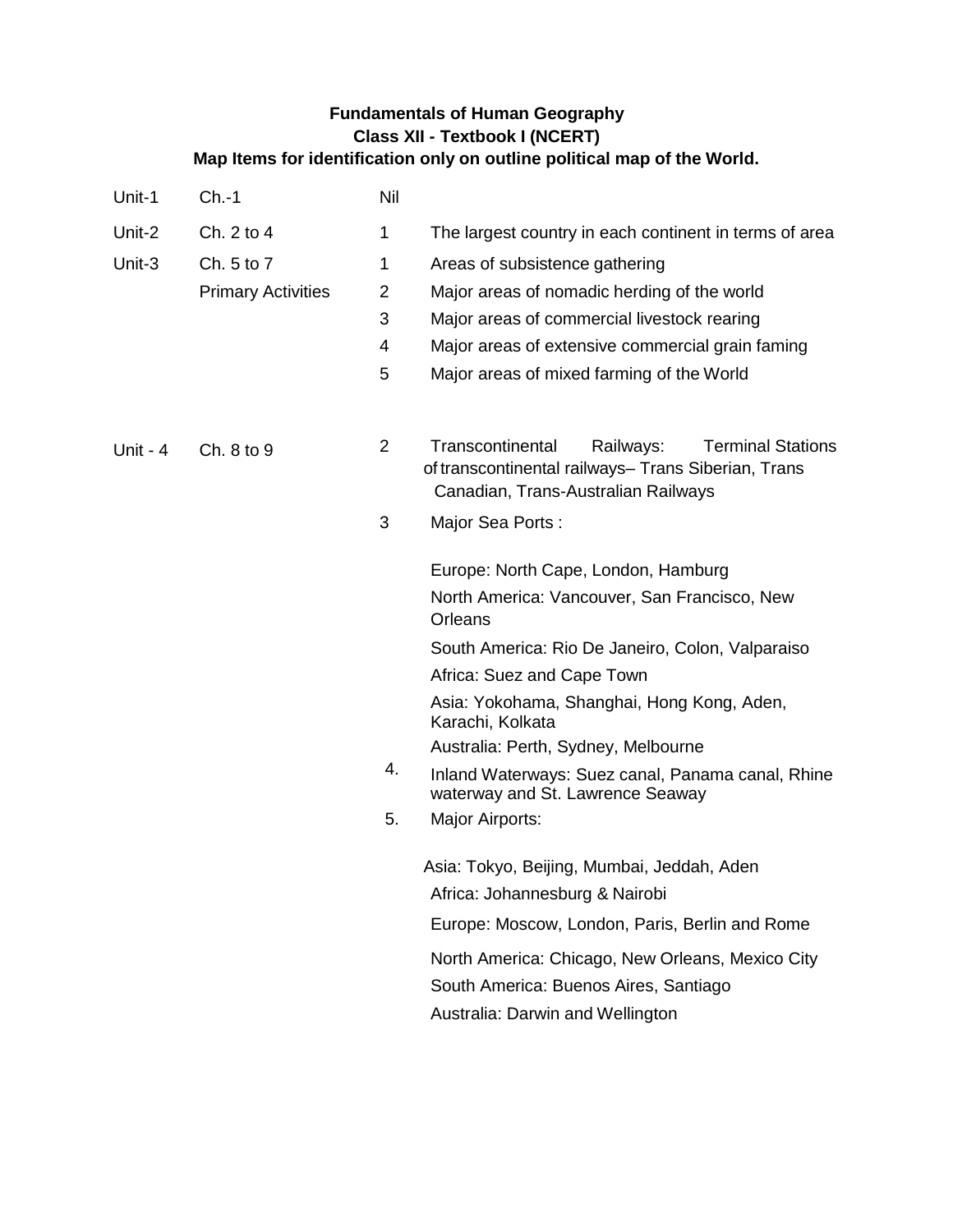**Fundamentals of Human Geography**
**Class XII - Textbook I (NCERT)**
**Map Items for identification only on outline political map of the World.**

| | | | |
|---|---|---|---|
| Unit-1 | Ch.-1 | Nil | |
| Unit-2 | Ch. 2 to 4 | 1 | The largest country in each continent in terms of area |
| Unit-3 | Ch. 5 to 7 | 1 | Areas of subsistence gathering |
| | Primary Activities | 2 | Major areas of nomadic herding of the world |
| | | 3 | Major areas of commercial livestock rearing |
| | | 4 | Major areas of extensive commercial grain faming |
| | | 5 | Major areas of mixed farming of the World |
| Unit - 4 | Ch. 8 to 9 | 2 | Transcontinental Railways: Terminal Stations of transcontinental railways– Trans Siberian, Trans Canadian, Trans-Australian Railways |
| | | 3 | Major Sea Ports :<br>Europe: North Cape, London, Hamburg<br>North America: Vancouver, San Francisco, New Orleans<br>South America: Rio De Janeiro, Colon, Valparaiso<br>Africa: Suez and Cape Town<br>Asia: Yokohama, Shanghai, Hong Kong, Aden, Karachi, Kolkata<br>Australia: Perth, Sydney, Melbourne |
| | | 4. | Inland Waterways: Suez canal, Panama canal, Rhine waterway and St. Lawrence Seaway |
| | | 5. | Major Airports:<br>Asia: Tokyo, Beijing, Mumbai, Jeddah, Aden<br>Africa: Johannesburg & Nairobi<br>Europe: Moscow, London, Paris, Berlin and Rome<br>North America: Chicago, New Orleans, Mexico City<br>South America: Buenos Aires, Santiago<br>Australia: Darwin and Wellington |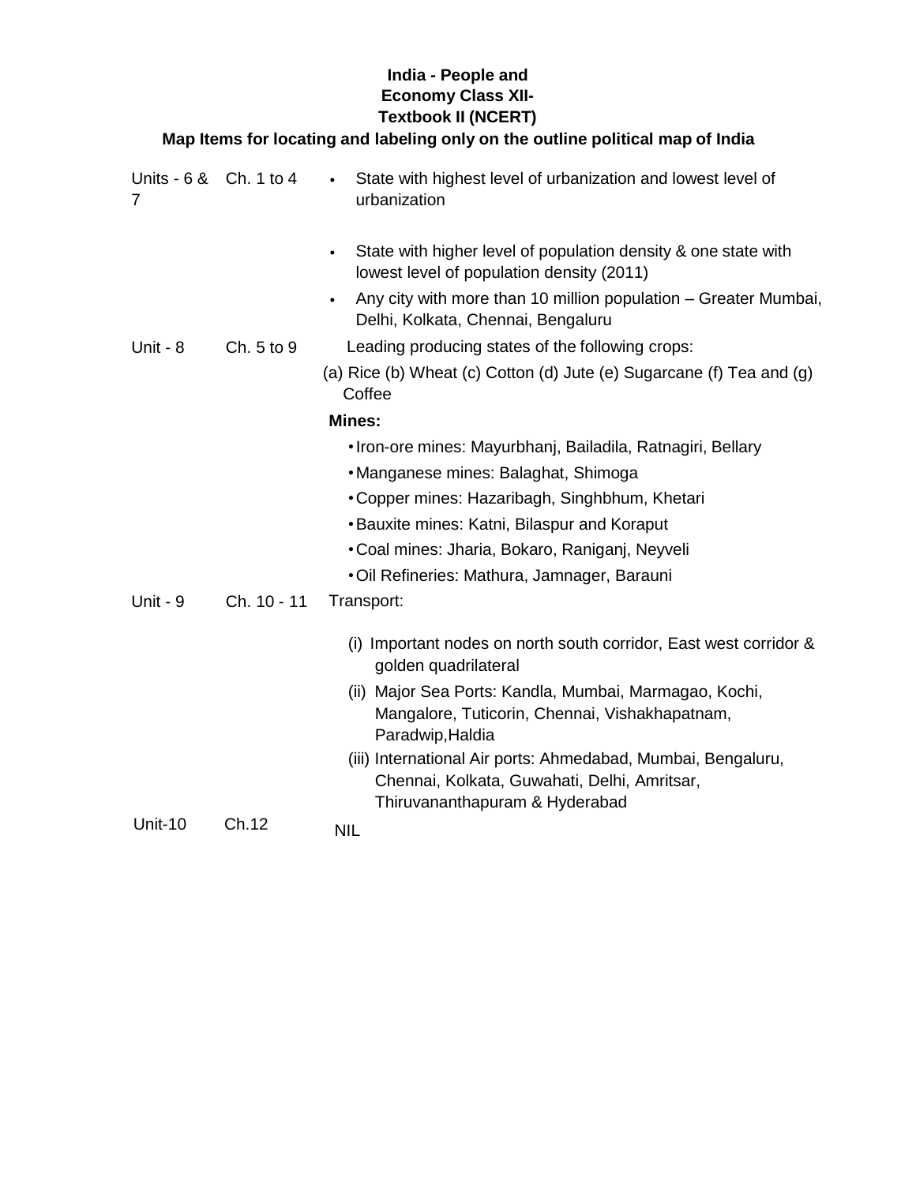**India - People and Economy Class XII-**
**Textbook II (NCERT)**

**Map Items for locating and labeling only on the outline political map of India**

| | | |
|---|---|---|
| Units - 6 & 7 | Ch. 1 to 4 | • State with highest level of urbanization and lowest level of urbanization<br>• State with higher level of population density & one state with lowest level of population density (2011)<br>• Any city with more than 10 million population – Greater Mumbai, Delhi, Kolkata, Chennai, Bengaluru |
| Unit - 8 | Ch. 5 to 9 | Leading producing states of the following crops:<br>(a) Rice (b) Wheat (c) Cotton (d) Jute (e) Sugarcane (f) Tea and (g) Coffee<br>**Mines:**<br>• Iron-ore mines: Mayurbhanj, Bailadila, Ratnagiri, Bellary<br>• Manganese mines: Balaghat, Shimoga<br>• Copper mines: Hazaribagh, Singhbhum, Khetari<br>• Bauxite mines: Katni, Bilaspur and Koraput<br>• Coal mines: Jharia, Bokaro, Raniganj, Neyveli<br>• Oil Refineries: Mathura, Jamnager, Barauni |
| Unit - 9 | Ch. 10 - 11 | Transport:<br>(i) Important nodes on north south corridor, East west corridor & golden quadrilateral<br>(ii) Major Sea Ports: Kandla, Mumbai, Marmagao, Kochi, Mangalore, Tuticorin, Chennai, Vishakhapatnam, Paradwip,Haldia<br>(iii) International Air ports: Ahmedabad, Mumbai, Bengaluru, Chennai, Kolkata, Guwahati, Delhi, Amritsar, Thiruvananthapuram & Hyderabad |
| Unit-10 | Ch.12 | NIL |